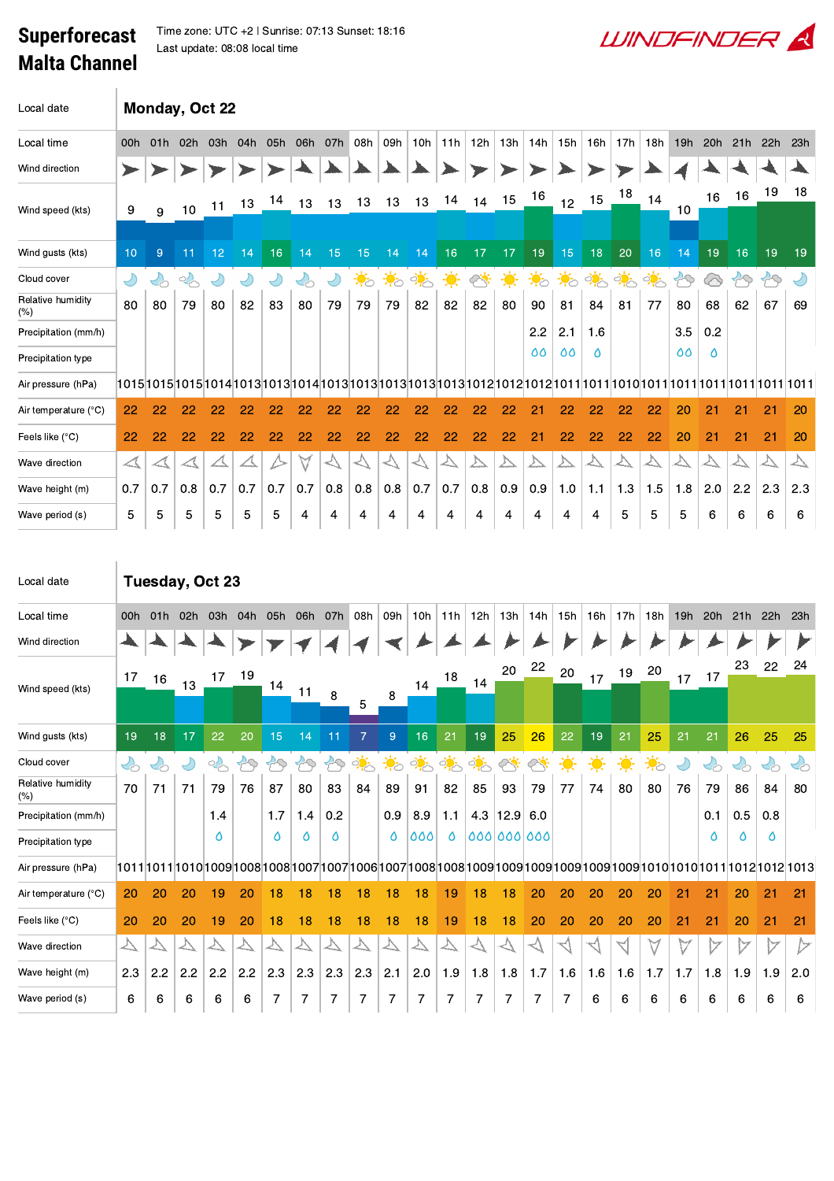# Superforecast Malta Channel

Time zone: UTC +2 | Sunrise: 07:13 Sunset: 18:16
Last update: 08:08 local time

WINDFINDER

## Monday, Oct 22

| Local time | 00h | 01h | 02h | 03h | 04h | 05h | 06h | 07h | 08h | 09h | 10h | 11h | 12h | 13h | 14h | 15h | 16h | 17h | 18h | 19h | 20h | 21h | 22h | 23h |
|---|---|---|---|---|---|---|---|---|---|---|---|---|---|---|---|---|---|---|---|---|---|---|---|---|
| Wind speed (kts) | 9 | 9 | 10 | 11 | 13 | 14 | 13 | 13 | 13 | 13 | 13 | 14 | 14 | 15 | 16 | 12 | 15 | 18 | 14 | 10 | 16 | 16 | 19 | 18 |
| Wind gusts (kts) | 10 | 9 | 11 | 12 | 14 | 16 | 14 | 15 | 15 | 14 | 14 | 16 | 17 | 17 | 19 | 15 | 18 | 20 | 16 | 14 | 19 | 16 | 19 | 19 |
| Relative humidity (%) | 80 | 80 | 79 | 80 | 82 | 83 | 80 | 79 | 79 | 79 | 82 | 82 | 82 | 80 | 90 | 81 | 84 | 81 | 77 | 80 | 68 | 62 | 67 | 69 |
| Precipitation (mm/h) | | | | | | | | | | | | | | | 2.2 | 2.1 | 1.6 | | | 3.5 | 0.2 | | | |
| Air pressure (hPa) | 1015 | 1015 | 1015 | 1014 | 1013 | 1013 | 1014 | 1013 | 1013 | 1013 | 1013 | 1013 | 1012 | 1012 | 1012 | 1011 | 1011 | 1010 | 1011 | 1011 | 1011 | 1011 | 1011 | 1011 |
| Air temperature (°C) | 22 | 22 | 22 | 22 | 22 | 22 | 22 | 22 | 22 | 22 | 22 | 22 | 22 | 22 | 21 | 22 | 22 | 22 | 22 | 20 | 21 | 21 | 21 | 20 |
| Feels like (°C) | 22 | 22 | 22 | 22 | 22 | 22 | 22 | 22 | 22 | 22 | 22 | 22 | 22 | 22 | 21 | 22 | 22 | 22 | 22 | 20 | 21 | 21 | 21 | 20 |
| Wave height (m) | 0.7 | 0.7 | 0.8 | 0.7 | 0.7 | 0.7 | 0.7 | 0.8 | 0.8 | 0.8 | 0.7 | 0.7 | 0.8 | 0.9 | 0.9 | 1.0 | 1.1 | 1.3 | 1.5 | 1.8 | 2.0 | 2.2 | 2.3 | 2.3 |
| Wave period (s) | 5 | 5 | 5 | 5 | 5 | 5 | 4 | 4 | 4 | 4 | 4 | 4 | 4 | 4 | 4 | 4 | 4 | 5 | 5 | 5 | 6 | 6 | 6 | 6 |

## Tuesday, Oct 23

| Local time | 00h | 01h | 02h | 03h | 04h | 05h | 06h | 07h | 08h | 09h | 10h | 11h | 12h | 13h | 14h | 15h | 16h | 17h | 18h | 19h | 20h | 21h | 22h | 23h |
|---|---|---|---|---|---|---|---|---|---|---|---|---|---|---|---|---|---|---|---|---|---|---|---|---|
| Wind speed (kts) | 17 | 16 | 13 | 17 | 19 | 14 | 11 | 8 | 5 | 8 | 14 | 18 | 14 | 20 | 22 | 20 | 17 | 19 | 20 | 17 | 17 | 23 | 22 | 24 |
| Wind gusts (kts) | 19 | 18 | 17 | 22 | 20 | 15 | 14 | 11 | 7 | 9 | 16 | 21 | 19 | 25 | 26 | 22 | 19 | 21 | 25 | 21 | 21 | 26 | 25 | 25 |
| Relative humidity (%) | 70 | 71 | 71 | 79 | 76 | 87 | 80 | 83 | 84 | 89 | 91 | 82 | 85 | 93 | 79 | 77 | 74 | 80 | 80 | 76 | 79 | 86 | 84 | 80 |
| Precipitation (mm/h) | | | | 1.4 | | 1.7 | 1.4 | 0.2 | | 0.9 | 8.9 | 1.1 | 4.3 | 12.9 | 6.0 | | | | | | 0.1 | 0.5 | 0.8 | |
| Air pressure (hPa) | 1011 | 1011 | 1010 | 1009 | 1008 | 1008 | 1007 | 1007 | 1006 | 1007 | 1008 | 1008 | 1009 | 1009 | 1009 | 1009 | 1009 | 1009 | 1010 | 1010 | 1011 | 1012 | 1012 | 1013 |
| Air temperature (°C) | 20 | 20 | 20 | 19 | 20 | 18 | 18 | 18 | 18 | 18 | 18 | 19 | 18 | 18 | 20 | 20 | 20 | 20 | 20 | 21 | 21 | 20 | 21 | 21 |
| Feels like (°C) | 20 | 20 | 20 | 19 | 20 | 18 | 18 | 18 | 18 | 18 | 18 | 19 | 18 | 18 | 20 | 20 | 20 | 20 | 20 | 21 | 21 | 20 | 21 | 21 |
| Wave height (m) | 2.3 | 2.2 | 2.2 | 2.2 | 2.2 | 2.3 | 2.3 | 2.3 | 2.3 | 2.1 | 2.0 | 1.9 | 1.8 | 1.8 | 1.7 | 1.6 | 1.6 | 1.6 | 1.7 | 1.7 | 1.8 | 1.9 | 1.9 | 2.0 |
| Wave period (s) | 6 | 6 | 6 | 6 | 6 | 7 | 7 | 7 | 7 | 7 | 7 | 7 | 7 | 7 | 7 | 7 | 6 | 6 | 6 | 6 | 6 | 6 | 6 | 6 |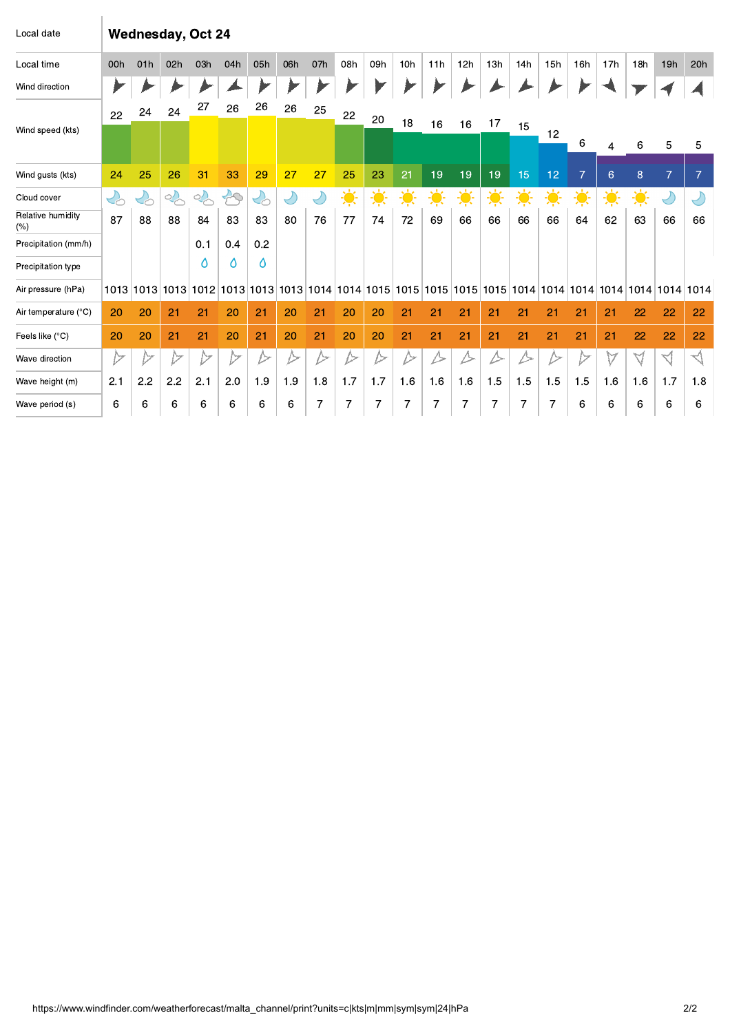| Local date | Wednesday, Oct 24 | | | | | | | | | | | | | | | | | | | | |
|---|---|---|---|---|---|---|---|---|---|---|---|---|---|---|---|---|---|---|---|---|---|
| Local time | 00h | 01h | 02h | 03h | 04h | 05h | 06h | 07h | 08h | 09h | 10h | 11h | 12h | 13h | 14h | 15h | 16h | 17h | 18h | 19h | 20h |
| Wind direction | | | | | | | | | | | | | | | | | | | | | |
| Wind speed (kts) | 22 | 24 | 24 | 27 | 26 | 26 | 26 | 25 | 22 | 20 | 18 | 16 | 16 | 17 | 15 | 12 | 6 | 4 | 6 | 5 | 5 |
| Wind gusts (kts) | 24 | 25 | 26 | 31 | 33 | 29 | 27 | 27 | 25 | 23 | 21 | 19 | 19 | 19 | 15 | 12 | 7 | 6 | 8 | 7 | 7 |
| Cloud cover | | | | | | | | | | | | | | | | | | | | | |
| Relative humidity (%) | 87 | 88 | 88 | 84 | 83 | 83 | 80 | 76 | 77 | 74 | 72 | 69 | 66 | 66 | 66 | 66 | 64 | 62 | 63 | 66 | 66 |
| Precipitation (mm/h) | | | | 0.1 | 0.4 | 0.2 | | | | | | | | | | | | | | | |
| Precipitation type | | | | | | | | | | | | | | | | | | | | | |
| Air pressure (hPa) | 1013 | 1013 | 1013 | 1012 | 1013 | 1013 | 1013 | 1014 | 1014 | 1015 | 1015 | 1015 | 1015 | 1015 | 1014 | 1014 | 1014 | 1014 | 1014 | 1014 | 1014 |
| Air temperature (°C) | 20 | 20 | 21 | 21 | 20 | 21 | 20 | 21 | 20 | 20 | 21 | 21 | 21 | 21 | 21 | 21 | 21 | 21 | 22 | 22 | 22 |
| Feels like (°C) | 20 | 20 | 21 | 21 | 20 | 21 | 20 | 21 | 20 | 20 | 21 | 21 | 21 | 21 | 21 | 21 | 21 | 21 | 22 | 22 | 22 |
| Wave direction | | | | | | | | | | | | | | | | | | | | | |
| Wave height (m) | 2.1 | 2.2 | 2.2 | 2.1 | 2.0 | 1.9 | 1.9 | 1.8 | 1.7 | 1.7 | 1.6 | 1.6 | 1.6 | 1.5 | 1.5 | 1.5 | 1.5 | 1.6 | 1.6 | 1.7 | 1.8 |
| Wave period (s) | 6 | 6 | 6 | 6 | 6 | 6 | 6 | 7 | 7 | 7 | 7 | 7 | 7 | 7 | 7 | 7 | 6 | 6 | 6 | 6 | 6 |

https://www.windfinder.com/weatherforecast/malta_channel/print?units=c|kts|m|mm|sym|sym|24|hPa